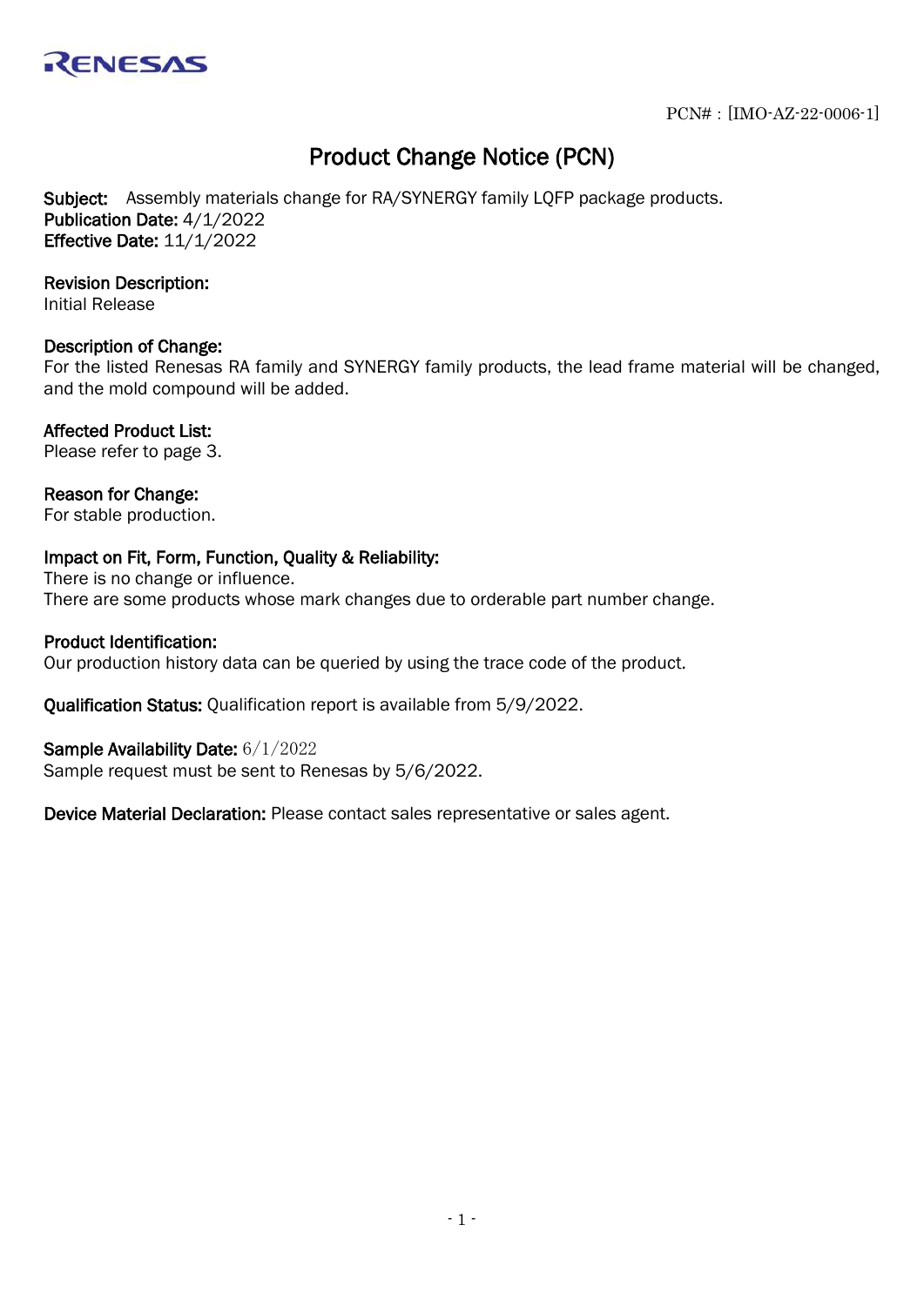RENESAS

PCN#：[IMO-AZ-22-0006-1]

# Product Change Notice (PCN)

**Subject:** Assembly materials change for RA/SYNERGY family LQFP package products.
**Publication Date:** 4/1/2022
**Effective Date:** 11/1/2022

**Revision Description:**
Initial Release

**Description of Change:**
For the listed Renesas RA family and SYNERGY family products, the lead frame material will be changed, and the mold compound will be added.

**Affected Product List:**
Please refer to page 3.

**Reason for Change:**
For stable production.

**Impact on Fit, Form, Function, Quality & Reliability:**
There is no change or influence.
There are some products whose mark changes due to orderable part number change.

**Product Identification:**
Our production history data can be queried by using the trace code of the product.

**Qualification Status:** Qualification report is available from 5/9/2022.

**Sample Availability Date:** 6/1/2022
Sample request must be sent to Renesas by 5/6/2022.

**Device Material Declaration:** Please contact sales representative or sales agent.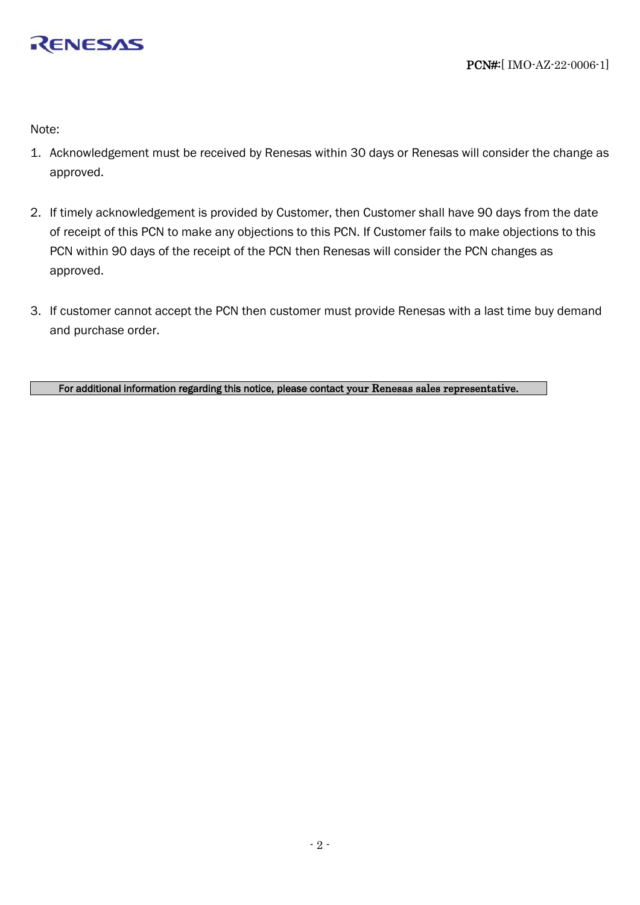Note:

1. Acknowledgement must be received by Renesas within 30 days or Renesas will consider the change as approved.

2. If timely acknowledgement is provided by Customer, then Customer shall have 90 days from the date of receipt of this PCN to make any objections to this PCN. If Customer fails to make objections to this PCN within 90 days of the receipt of the PCN then Renesas will consider the PCN changes as approved.

3. If customer cannot accept the PCN then customer must provide Renesas with a last time buy demand and purchase order.

**For additional information regarding this notice, please contact your Renesas sales representative.**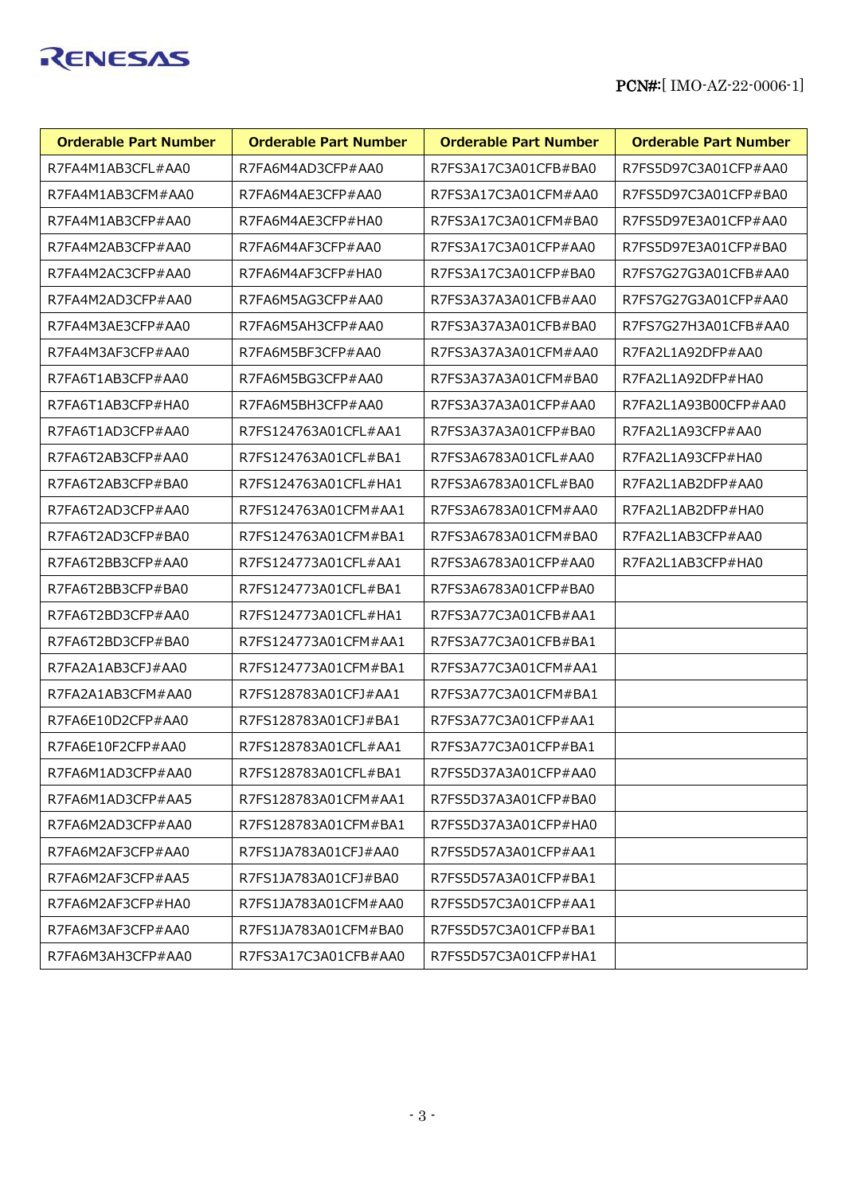PCN#:[ IMO-AZ-22-0006-1]

| Orderable Part Number | Orderable Part Number | Orderable Part Number | Orderable Part Number |
|---|---|---|---|
| R7FA4M1AB3CFL#AA0 | R7FA6M4AD3CFP#AA0 | R7FS3A17C3A01CFB#BA0 | R7FS5D97C3A01CFP#AA0 |
| R7FA4M1AB3CFM#AA0 | R7FA6M4AE3CFP#AA0 | R7FS3A17C3A01CFM#AA0 | R7FS5D97C3A01CFP#BA0 |
| R7FA4M1AB3CFP#AA0 | R7FA6M4AE3CFP#HA0 | R7FS3A17C3A01CFM#BA0 | R7FS5D97E3A01CFP#AA0 |
| R7FA4M2AB3CFP#AA0 | R7FA6M4AF3CFP#AA0 | R7FS3A17C3A01CFP#AA0 | R7FS5D97E3A01CFP#BA0 |
| R7FA4M2AC3CFP#AA0 | R7FA6M4AF3CFP#HA0 | R7FS3A17C3A01CFP#BA0 | R7FS7G27G3A01CFB#AA0 |
| R7FA4M2AD3CFP#AA0 | R7FA6M5AG3CFP#AA0 | R7FS3A37A3A01CFB#AA0 | R7FS7G27G3A01CFP#AA0 |
| R7FA4M3AE3CFP#AA0 | R7FA6M5AH3CFP#AA0 | R7FS3A37A3A01CFB#BA0 | R7FS7G27H3A01CFB#AA0 |
| R7FA4M3AF3CFP#AA0 | R7FA6M5BF3CFP#AA0 | R7FS3A37A3A01CFM#AA0 | R7FA2L1A92DFP#AA0 |
| R7FA6T1AB3CFP#AA0 | R7FA6M5BG3CFP#AA0 | R7FS3A37A3A01CFM#BA0 | R7FA2L1A92DFP#HA0 |
| R7FA6T1AB3CFP#HA0 | R7FA6M5BH3CFP#AA0 | R7FS3A37A3A01CFP#AA0 | R7FA2L1A93B00CFP#AA0 |
| R7FA6T1AD3CFP#AA0 | R7FS124763A01CFL#AA1 | R7FS3A37A3A01CFP#BA0 | R7FA2L1A93CFP#AA0 |
| R7FA6T2AB3CFP#AA0 | R7FS124763A01CFL#BA1 | R7FS3A6783A01CFL#AA0 | R7FA2L1A93CFP#HA0 |
| R7FA6T2AB3CFP#BA0 | R7FS124763A01CFL#HA1 | R7FS3A6783A01CFL#BA0 | R7FA2L1AB2DFP#AA0 |
| R7FA6T2AD3CFP#AA0 | R7FS124763A01CFM#AA1 | R7FS3A6783A01CFM#AA0 | R7FA2L1AB2DFP#HA0 |
| R7FA6T2AD3CFP#BA0 | R7FS124763A01CFM#BA1 | R7FS3A6783A01CFM#BA0 | R7FA2L1AB3CFP#AA0 |
| R7FA6T2BB3CFP#AA0 | R7FS124773A01CFL#AA1 | R7FS3A6783A01CFP#AA0 | R7FA2L1AB3CFP#HA0 |
| R7FA6T2BB3CFP#BA0 | R7FS124773A01CFL#BA1 | R7FS3A6783A01CFP#BA0 | |
| R7FA6T2BD3CFP#AA0 | R7FS124773A01CFL#HA1 | R7FS3A77C3A01CFB#AA1 | |
| R7FA6T2BD3CFP#BA0 | R7FS124773A01CFM#AA1 | R7FS3A77C3A01CFB#BA1 | |
| R7FA2A1AB3CFJ#AA0 | R7FS124773A01CFM#BA1 | R7FS3A77C3A01CFM#AA1 | |
| R7FA2A1AB3CFM#AA0 | R7FS128783A01CFJ#AA1 | R7FS3A77C3A01CFM#BA1 | |
| R7FA6E10D2CFP#AA0 | R7FS128783A01CFJ#BA1 | R7FS3A77C3A01CFP#AA1 | |
| R7FA6E10F2CFP#AA0 | R7FS128783A01CFL#AA1 | R7FS3A77C3A01CFP#BA1 | |
| R7FA6M1AD3CFP#AA0 | R7FS128783A01CFL#BA1 | R7FS5D37A3A01CFP#AA0 | |
| R7FA6M1AD3CFP#AA5 | R7FS128783A01CFM#AA1 | R7FS5D37A3A01CFP#BA0 | |
| R7FA6M2AD3CFP#AA0 | R7FS128783A01CFM#BA1 | R7FS5D37A3A01CFP#HA0 | |
| R7FA6M2AF3CFP#AA0 | R7FS1JA783A01CFJ#AA0 | R7FS5D57A3A01CFP#AA1 | |
| R7FA6M2AF3CFP#AA5 | R7FS1JA783A01CFJ#BA0 | R7FS5D57A3A01CFP#BA1 | |
| R7FA6M2AF3CFP#HA0 | R7FS1JA783A01CFM#AA0 | R7FS5D57C3A01CFP#AA1 | |
| R7FA6M3AF3CFP#AA0 | R7FS1JA783A01CFM#BA0 | R7FS5D57C3A01CFP#BA1 | |
| R7FA6M3AH3CFP#AA0 | R7FS3A17C3A01CFB#AA0 | R7FS5D57C3A01CFP#HA1 | |